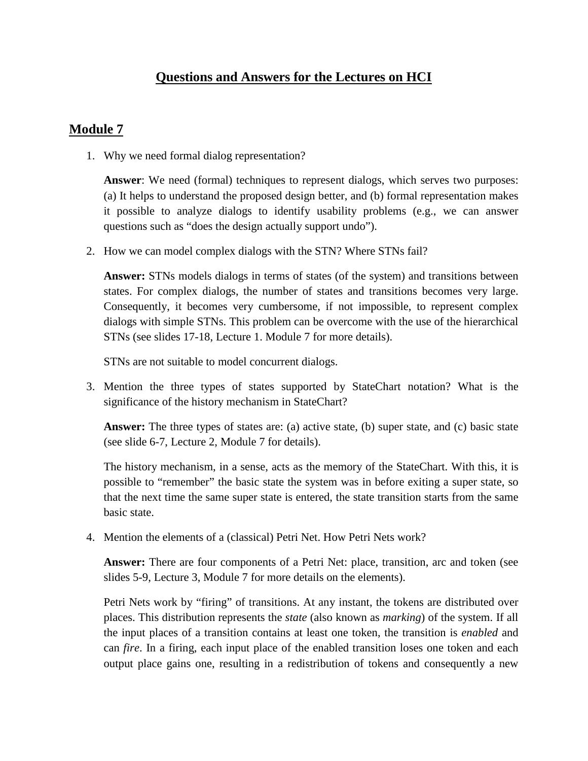# Questions and Answers for the Lectures on HCI

## Module 7

1. Why we need formal dialog representation?

   **Answer**: We need (formal) techniques to represent dialogs, which serves two purposes: (a) It helps to understand the proposed design better, and (b) formal representation makes it possible to analyze dialogs to identify usability problems (e.g., we can answer questions such as "does the design actually support undo").

2. How we can model complex dialogs with the STN? Where STNs fail?

   **Answer:** STNs models dialogs in terms of states (of the system) and transitions between states. For complex dialogs, the number of states and transitions becomes very large. Consequently, it becomes very cumbersome, if not impossible, to represent complex dialogs with simple STNs. This problem can be overcome with the use of the hierarchical STNs (see slides 17-18, Lecture 1. Module 7 for more details).

   STNs are not suitable to model concurrent dialogs.

3. Mention the three types of states supported by StateChart notation? What is the significance of the history mechanism in StateChart?

   **Answer:** The three types of states are: (a) active state, (b) super state, and (c) basic state (see slide 6-7, Lecture 2, Module 7 for details).

   The history mechanism, in a sense, acts as the memory of the StateChart. With this, it is possible to "remember" the basic state the system was in before exiting a super state, so that the next time the same super state is entered, the state transition starts from the same basic state.

4. Mention the elements of a (classical) Petri Net. How Petri Nets work?

   **Answer:** There are four components of a Petri Net: place, transition, arc and token (see slides 5-9, Lecture 3, Module 7 for more details on the elements).

   Petri Nets work by "firing" of transitions. At any instant, the tokens are distributed over places. This distribution represents the *state* (also known as *marking*) of the system. If all the input places of a transition contains at least one token, the transition is *enabled* and can *fire*. In a firing, each input place of the enabled transition loses one token and each output place gains one, resulting in a redistribution of tokens and consequently a new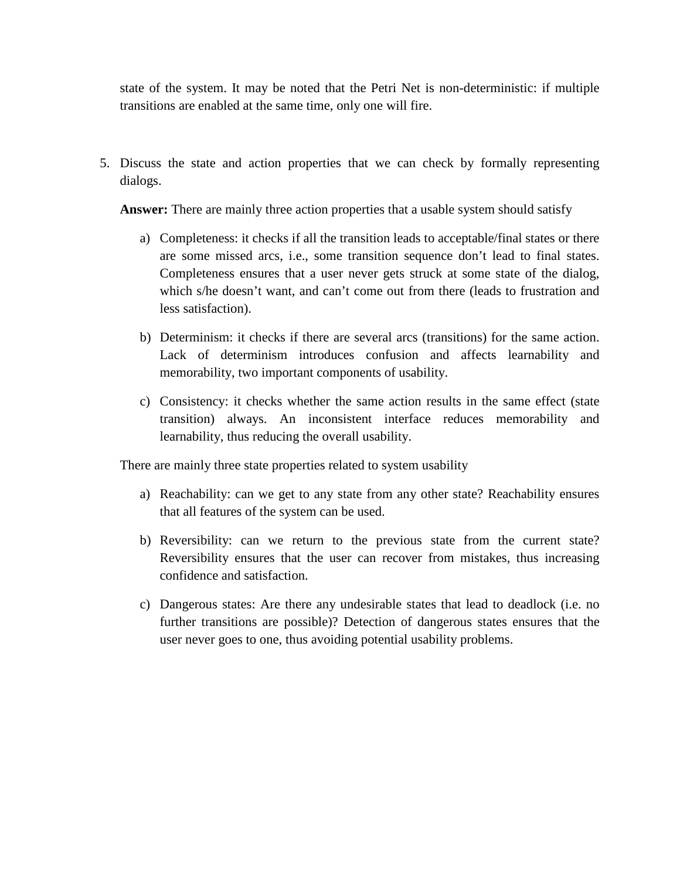state of the system. It may be noted that the Petri Net is non-deterministic: if multiple transitions are enabled at the same time, only one will fire.

5. Discuss the state and action properties that we can check by formally representing dialogs.

   **Answer:** There are mainly three action properties that a usable system should satisfy

   a) Completeness: it checks if all the transition leads to acceptable/final states or there are some missed arcs, i.e., some transition sequence don't lead to final states. Completeness ensures that a user never gets struck at some state of the dialog, which s/he doesn't want, and can't come out from there (leads to frustration and less satisfaction).

   b) Determinism: it checks if there are several arcs (transitions) for the same action. Lack of determinism introduces confusion and affects learnability and memorability, two important components of usability.

   c) Consistency: it checks whether the same action results in the same effect (state transition) always. An inconsistent interface reduces memorability and learnability, thus reducing the overall usability.

   There are mainly three state properties related to system usability

   a) Reachability: can we get to any state from any other state? Reachability ensures that all features of the system can be used.

   b) Reversibility: can we return to the previous state from the current state? Reversibility ensures that the user can recover from mistakes, thus increasing confidence and satisfaction.

   c) Dangerous states: Are there any undesirable states that lead to deadlock (i.e. no further transitions are possible)? Detection of dangerous states ensures that the user never goes to one, thus avoiding potential usability problems.